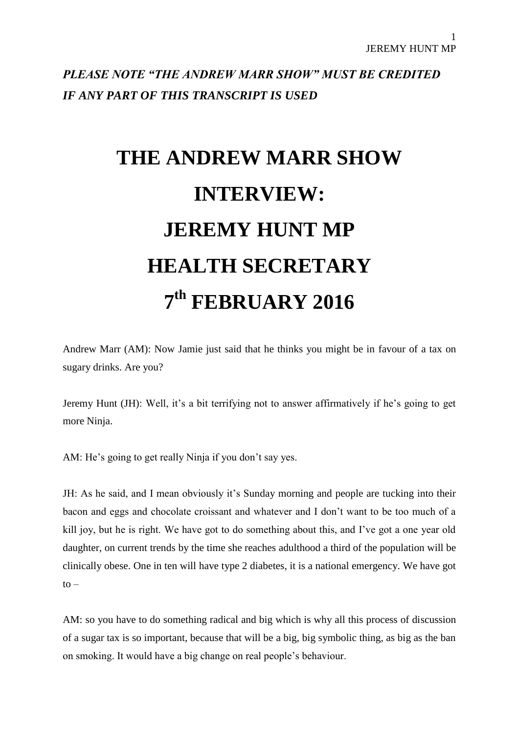***PLEASE NOTE "THE ANDREW MARR SHOW" MUST BE CREDITED IF ANY PART OF THIS TRANSCRIPT IS USED***

# THE ANDREW MARR SHOW INTERVIEW: JEREMY HUNT MP HEALTH SECRETARY 7th FEBRUARY 2016

Andrew Marr (AM): Now Jamie just said that he thinks you might be in favour of a tax on sugary drinks. Are you?

Jeremy Hunt (JH): Well, it's a bit terrifying not to answer affirmatively if he's going to get more Ninja.

AM: He's going to get really Ninja if you don't say yes.

JH: As he said, and I mean obviously it's Sunday morning and people are tucking into their bacon and eggs and chocolate croissant and whatever and I don't want to be too much of a kill joy, but he is right. We have got to do something about this, and I've got a one year old daughter, on current trends by the time she reaches adulthood a third of the population will be clinically obese. One in ten will have type 2 diabetes, it is a national emergency. We have got to –

AM: so you have to do something radical and big which is why all this process of discussion of a sugar tax is so important, because that will be a big, big symbolic thing, as big as the ban on smoking. It would have a big change on real people's behaviour.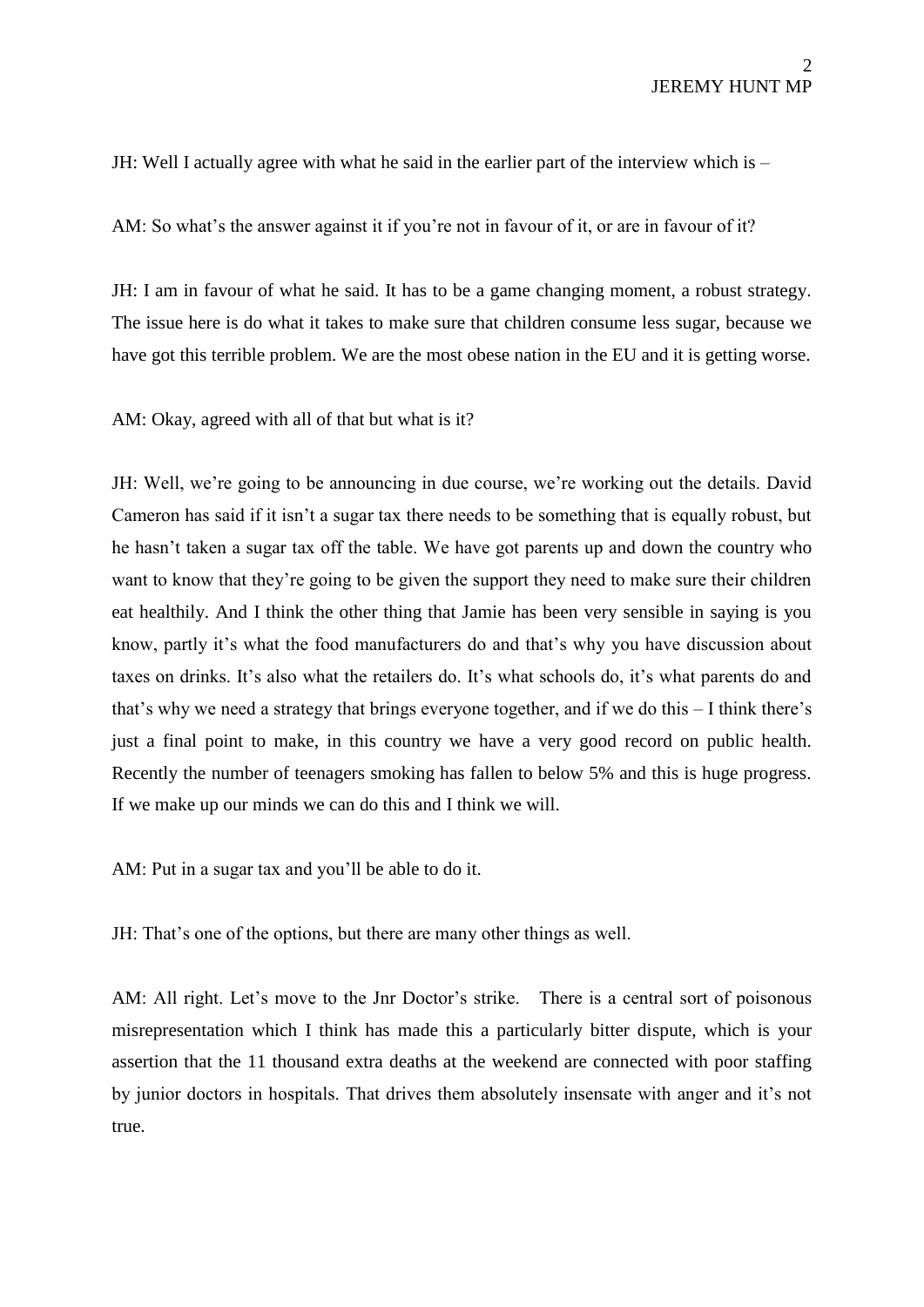JH: Well I actually agree with what he said in the earlier part of the interview which is –

AM: So what's the answer against it if you're not in favour of it, or are in favour of it?

JH: I am in favour of what he said. It has to be a game changing moment, a robust strategy. The issue here is do what it takes to make sure that children consume less sugar, because we have got this terrible problem. We are the most obese nation in the EU and it is getting worse.

AM: Okay, agreed with all of that but what is it?

JH: Well, we're going to be announcing in due course, we're working out the details. David Cameron has said if it isn't a sugar tax there needs to be something that is equally robust, but he hasn't taken a sugar tax off the table. We have got parents up and down the country who want to know that they're going to be given the support they need to make sure their children eat healthily. And I think the other thing that Jamie has been very sensible in saying is you know, partly it's what the food manufacturers do and that's why you have discussion about taxes on drinks. It's also what the retailers do. It's what schools do, it's what parents do and that's why we need a strategy that brings everyone together, and if we do this – I think there's just a final point to make, in this country we have a very good record on public health. Recently the number of teenagers smoking has fallen to below 5% and this is huge progress. If we make up our minds we can do this and I think we will.

AM: Put in a sugar tax and you'll be able to do it.

JH: That's one of the options, but there are many other things as well.

AM: All right. Let's move to the Jnr Doctor's strike. There is a central sort of poisonous misrepresentation which I think has made this a particularly bitter dispute, which is your assertion that the 11 thousand extra deaths at the weekend are connected with poor staffing by junior doctors in hospitals. That drives them absolutely insensate with anger and it's not true.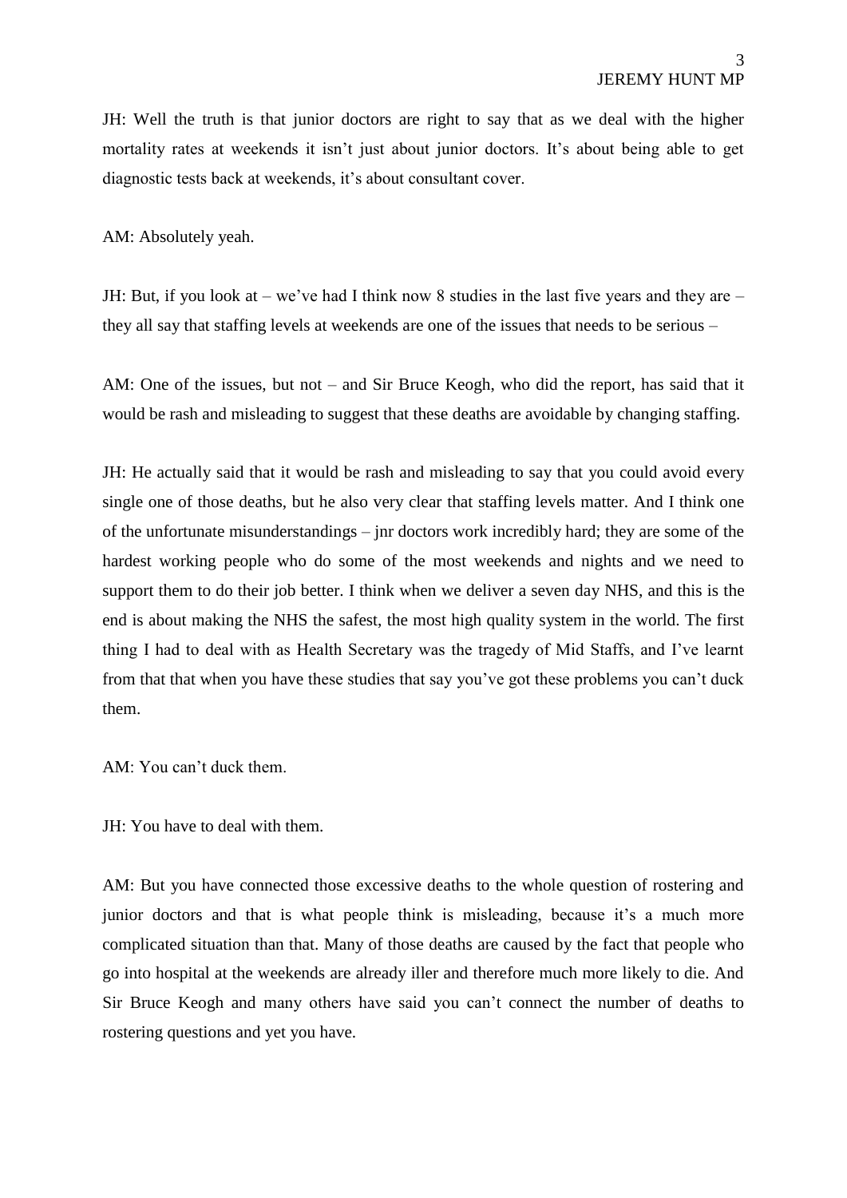JH: Well the truth is that junior doctors are right to say that as we deal with the higher mortality rates at weekends it isn't just about junior doctors. It's about being able to get diagnostic tests back at weekends, it's about consultant cover.

AM: Absolutely yeah.

JH: But, if you look at – we've had I think now 8 studies in the last five years and they are – they all say that staffing levels at weekends are one of the issues that needs to be serious –

AM: One of the issues, but not – and Sir Bruce Keogh, who did the report, has said that it would be rash and misleading to suggest that these deaths are avoidable by changing staffing.

JH: He actually said that it would be rash and misleading to say that you could avoid every single one of those deaths, but he also very clear that staffing levels matter. And I think one of the unfortunate misunderstandings – jnr doctors work incredibly hard; they are some of the hardest working people who do some of the most weekends and nights and we need to support them to do their job better. I think when we deliver a seven day NHS, and this is the end is about making the NHS the safest, the most high quality system in the world. The first thing I had to deal with as Health Secretary was the tragedy of Mid Staffs, and I've learnt from that that when you have these studies that say you've got these problems you can't duck them.

AM: You can't duck them.

JH: You have to deal with them.

AM: But you have connected those excessive deaths to the whole question of rostering and junior doctors and that is what people think is misleading, because it's a much more complicated situation than that. Many of those deaths are caused by the fact that people who go into hospital at the weekends are already iller and therefore much more likely to die. And Sir Bruce Keogh and many others have said you can't connect the number of deaths to rostering questions and yet you have.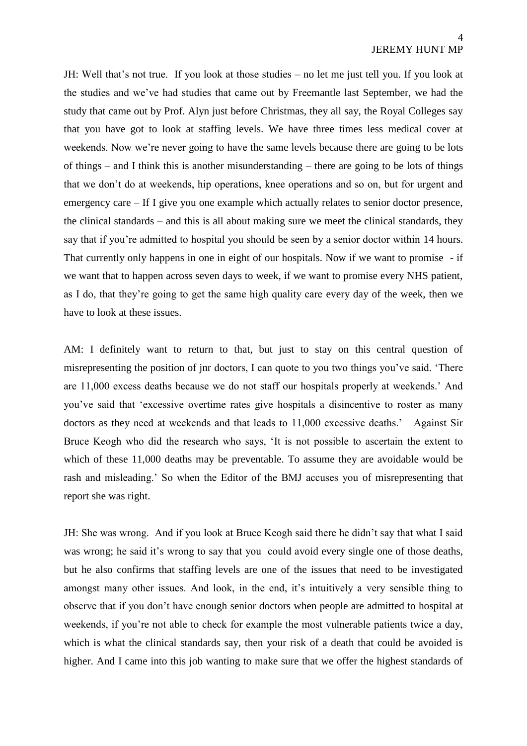JH: Well that's not true. If you look at those studies – no let me just tell you. If you look at the studies and we've had studies that came out by Freemantle last September, we had the study that came out by Prof. Alyn just before Christmas, they all say, the Royal Colleges say that you have got to look at staffing levels. We have three times less medical cover at weekends. Now we're never going to have the same levels because there are going to be lots of things – and I think this is another misunderstanding – there are going to be lots of things that we don't do at weekends, hip operations, knee operations and so on, but for urgent and emergency care – If I give you one example which actually relates to senior doctor presence, the clinical standards – and this is all about making sure we meet the clinical standards, they say that if you're admitted to hospital you should be seen by a senior doctor within 14 hours. That currently only happens in one in eight of our hospitals. Now if we want to promise - if we want that to happen across seven days to week, if we want to promise every NHS patient, as I do, that they're going to get the same high quality care every day of the week, then we have to look at these issues.

AM: I definitely want to return to that, but just to stay on this central question of misrepresenting the position of jnr doctors, I can quote to you two things you've said. 'There are 11,000 excess deaths because we do not staff our hospitals properly at weekends.' And you've said that 'excessive overtime rates give hospitals a disincentive to roster as many doctors as they need at weekends and that leads to 11,000 excessive deaths.' Against Sir Bruce Keogh who did the research who says, 'It is not possible to ascertain the extent to which of these 11,000 deaths may be preventable. To assume they are avoidable would be rash and misleading.' So when the Editor of the BMJ accuses you of misrepresenting that report she was right.

JH: She was wrong. And if you look at Bruce Keogh said there he didn't say that what I said was wrong; he said it's wrong to say that you could avoid every single one of those deaths, but he also confirms that staffing levels are one of the issues that need to be investigated amongst many other issues. And look, in the end, it's intuitively a very sensible thing to observe that if you don't have enough senior doctors when people are admitted to hospital at weekends, if you're not able to check for example the most vulnerable patients twice a day, which is what the clinical standards say, then your risk of a death that could be avoided is higher. And I came into this job wanting to make sure that we offer the highest standards of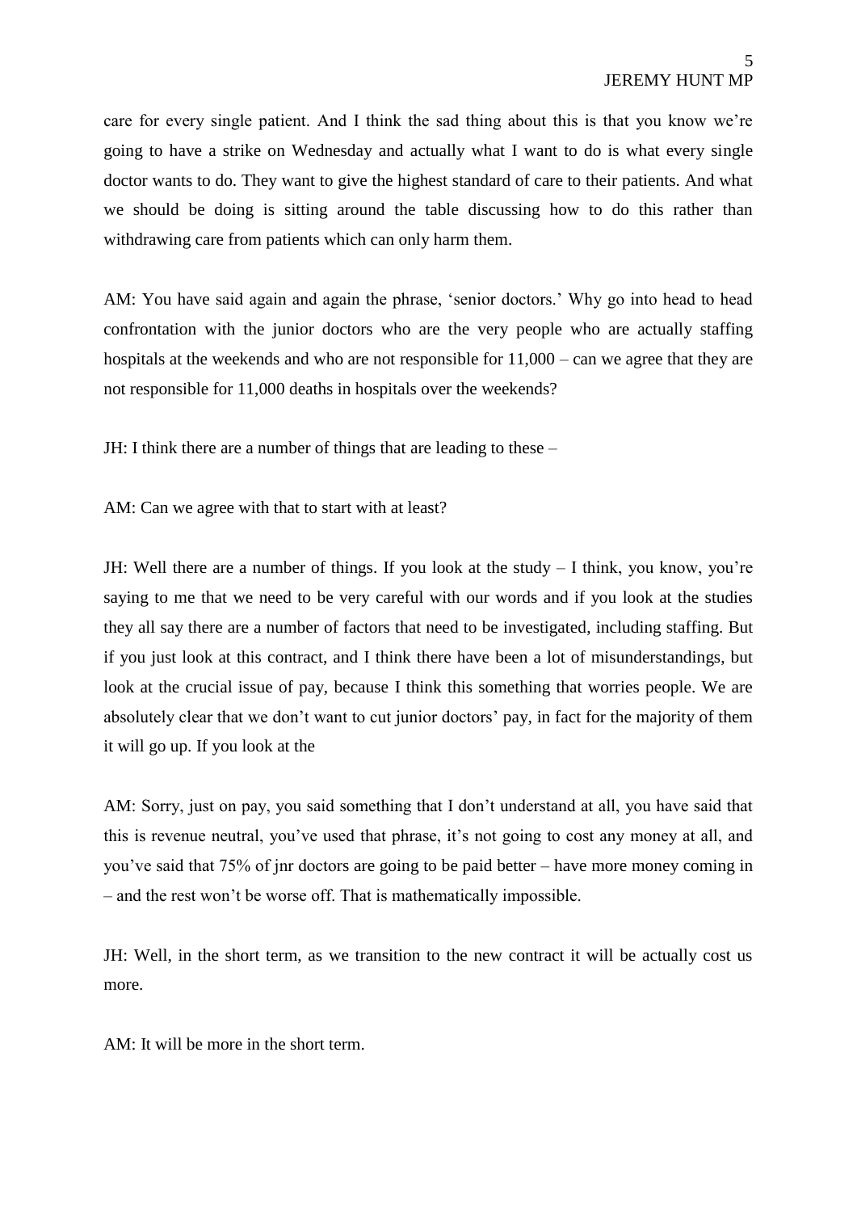care for every single patient. And I think the sad thing about this is that you know we're going to have a strike on Wednesday and actually what I want to do is what every single doctor wants to do. They want to give the highest standard of care to their patients. And what we should be doing is sitting around the table discussing how to do this rather than withdrawing care from patients which can only harm them.

AM: You have said again and again the phrase, 'senior doctors.' Why go into head to head confrontation with the junior doctors who are the very people who are actually staffing hospitals at the weekends and who are not responsible for 11,000 – can we agree that they are not responsible for 11,000 deaths in hospitals over the weekends?

JH: I think there are a number of things that are leading to these –

AM: Can we agree with that to start with at least?

JH: Well there are a number of things. If you look at the study – I think, you know, you're saying to me that we need to be very careful with our words and if you look at the studies they all say there are a number of factors that need to be investigated, including staffing. But if you just look at this contract, and I think there have been a lot of misunderstandings, but look at the crucial issue of pay, because I think this something that worries people. We are absolutely clear that we don't want to cut junior doctors' pay, in fact for the majority of them it will go up. If you look at the

AM: Sorry, just on pay, you said something that I don't understand at all, you have said that this is revenue neutral, you've used that phrase, it's not going to cost any money at all, and you've said that 75% of jnr doctors are going to be paid better – have more money coming in – and the rest won't be worse off. That is mathematically impossible.

JH: Well, in the short term, as we transition to the new contract it will be actually cost us more.

AM: It will be more in the short term.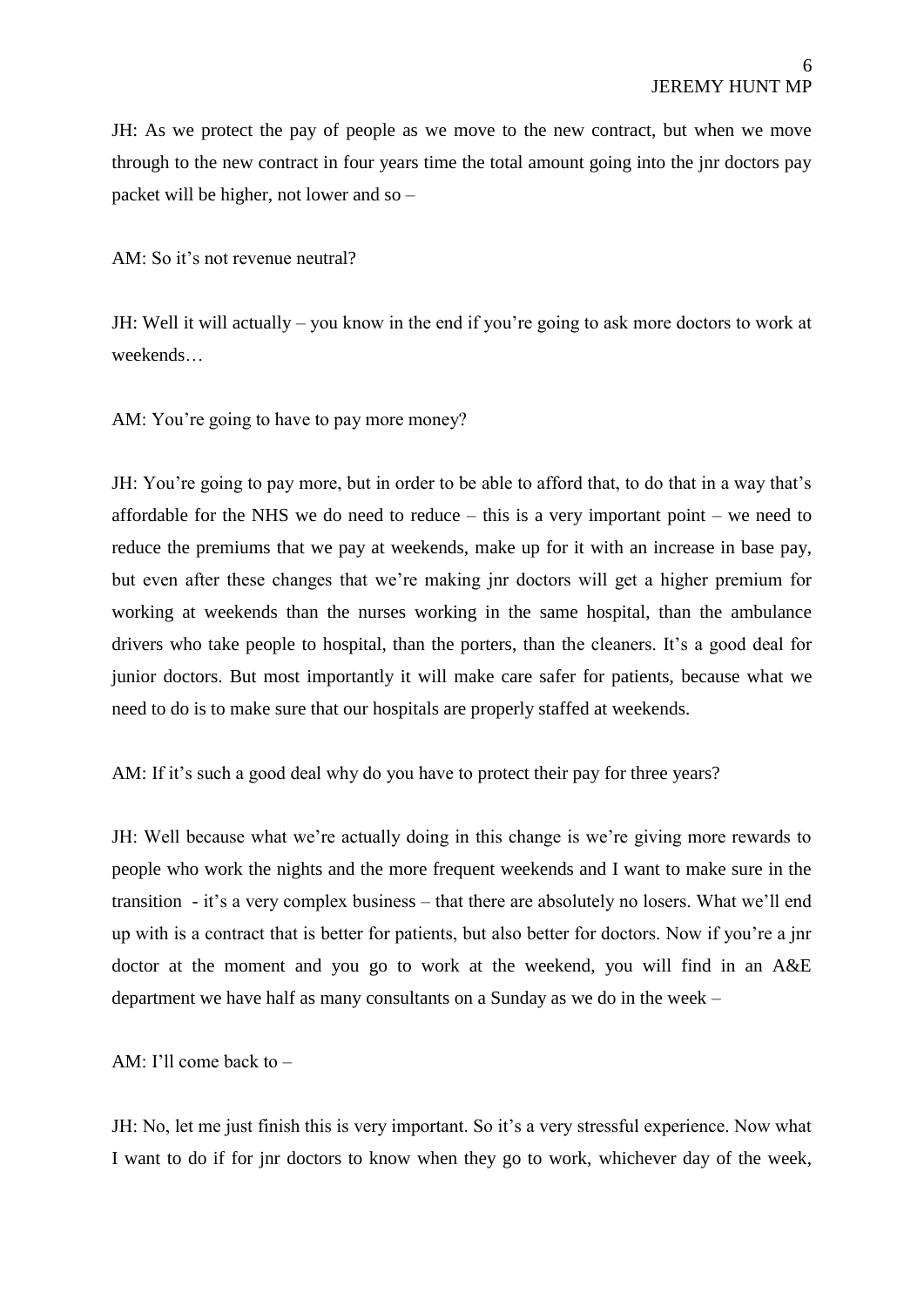JH: As we protect the pay of people as we move to the new contract, but when we move through to the new contract in four years time the total amount going into the jnr doctors pay packet will be higher, not lower and so –

AM: So it's not revenue neutral?

JH: Well it will actually – you know in the end if you're going to ask more doctors to work at weekends…

AM: You're going to have to pay more money?

JH: You're going to pay more, but in order to be able to afford that, to do that in a way that's affordable for the NHS we do need to reduce – this is a very important point – we need to reduce the premiums that we pay at weekends, make up for it with an increase in base pay, but even after these changes that we're making jnr doctors will get a higher premium for working at weekends than the nurses working in the same hospital, than the ambulance drivers who take people to hospital, than the porters, than the cleaners. It's a good deal for junior doctors. But most importantly it will make care safer for patients, because what we need to do is to make sure that our hospitals are properly staffed at weekends.

AM: If it's such a good deal why do you have to protect their pay for three years?

JH: Well because what we're actually doing in this change is we're giving more rewards to people who work the nights and the more frequent weekends and I want to make sure in the transition - it's a very complex business – that there are absolutely no losers. What we'll end up with is a contract that is better for patients, but also better for doctors. Now if you're a jnr doctor at the moment and you go to work at the weekend, you will find in an A&E department we have half as many consultants on a Sunday as we do in the week –

AM: I'll come back to –

JH: No, let me just finish this is very important. So it's a very stressful experience. Now what I want to do if for jnr doctors to know when they go to work, whichever day of the week,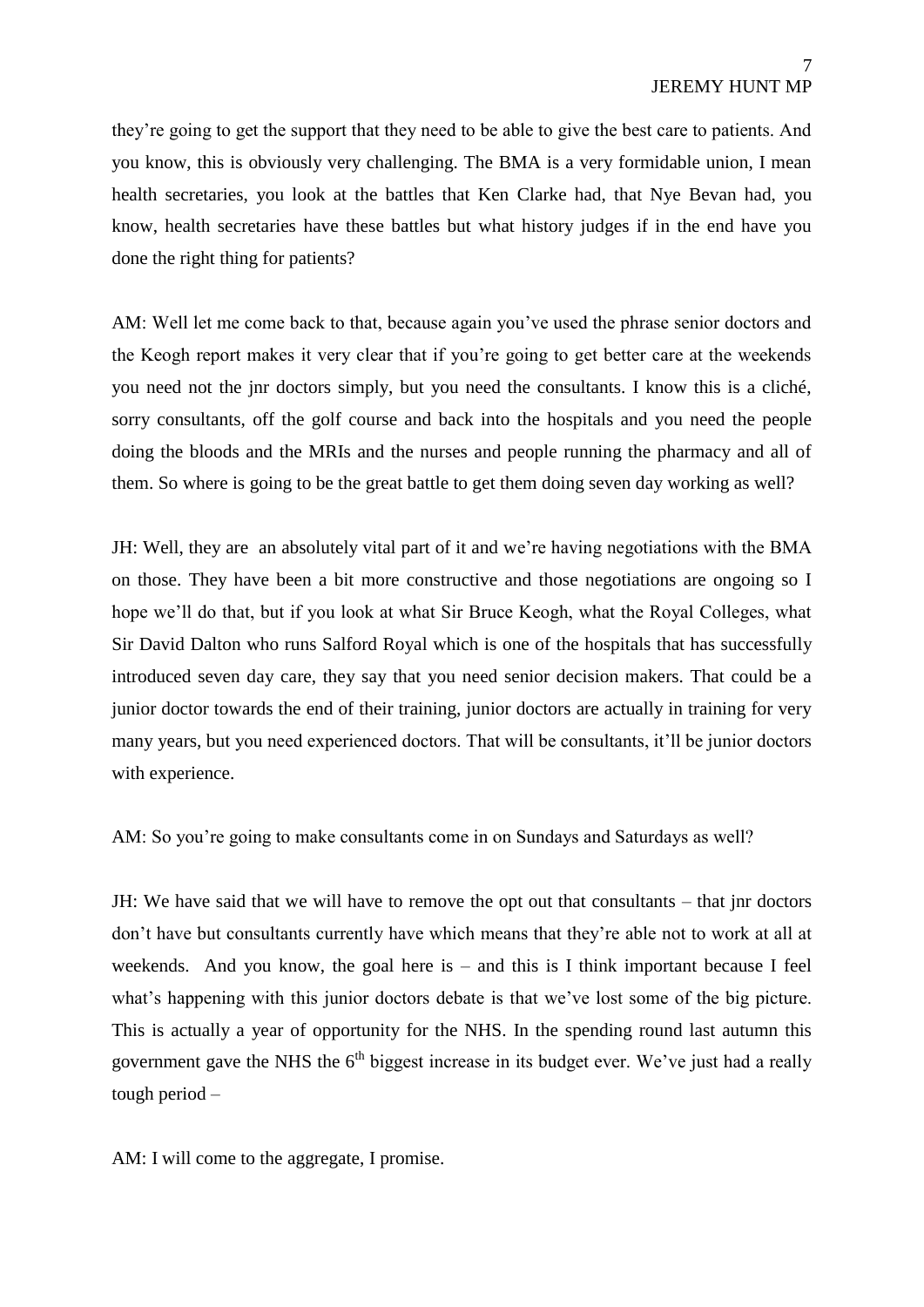they're going to get the support that they need to be able to give the best care to patients. And you know, this is obviously very challenging. The BMA is a very formidable union, I mean health secretaries, you look at the battles that Ken Clarke had, that Nye Bevan had, you know, health secretaries have these battles but what history judges if in the end have you done the right thing for patients?

AM: Well let me come back to that, because again you've used the phrase senior doctors and the Keogh report makes it very clear that if you're going to get better care at the weekends you need not the jnr doctors simply, but you need the consultants. I know this is a cliché, sorry consultants, off the golf course and back into the hospitals and you need the people doing the bloods and the MRIs and the nurses and people running the pharmacy and all of them. So where is going to be the great battle to get them doing seven day working as well?

JH: Well, they are an absolutely vital part of it and we're having negotiations with the BMA on those. They have been a bit more constructive and those negotiations are ongoing so I hope we'll do that, but if you look at what Sir Bruce Keogh, what the Royal Colleges, what Sir David Dalton who runs Salford Royal which is one of the hospitals that has successfully introduced seven day care, they say that you need senior decision makers. That could be a junior doctor towards the end of their training, junior doctors are actually in training for very many years, but you need experienced doctors. That will be consultants, it'll be junior doctors with experience.

AM: So you're going to make consultants come in on Sundays and Saturdays as well?

JH: We have said that we will have to remove the opt out that consultants – that jnr doctors don't have but consultants currently have which means that they're able not to work at all at weekends. And you know, the goal here is – and this is I think important because I feel what's happening with this junior doctors debate is that we've lost some of the big picture. This is actually a year of opportunity for the NHS. In the spending round last autumn this government gave the NHS the 6th biggest increase in its budget ever. We've just had a really tough period –

AM: I will come to the aggregate, I promise.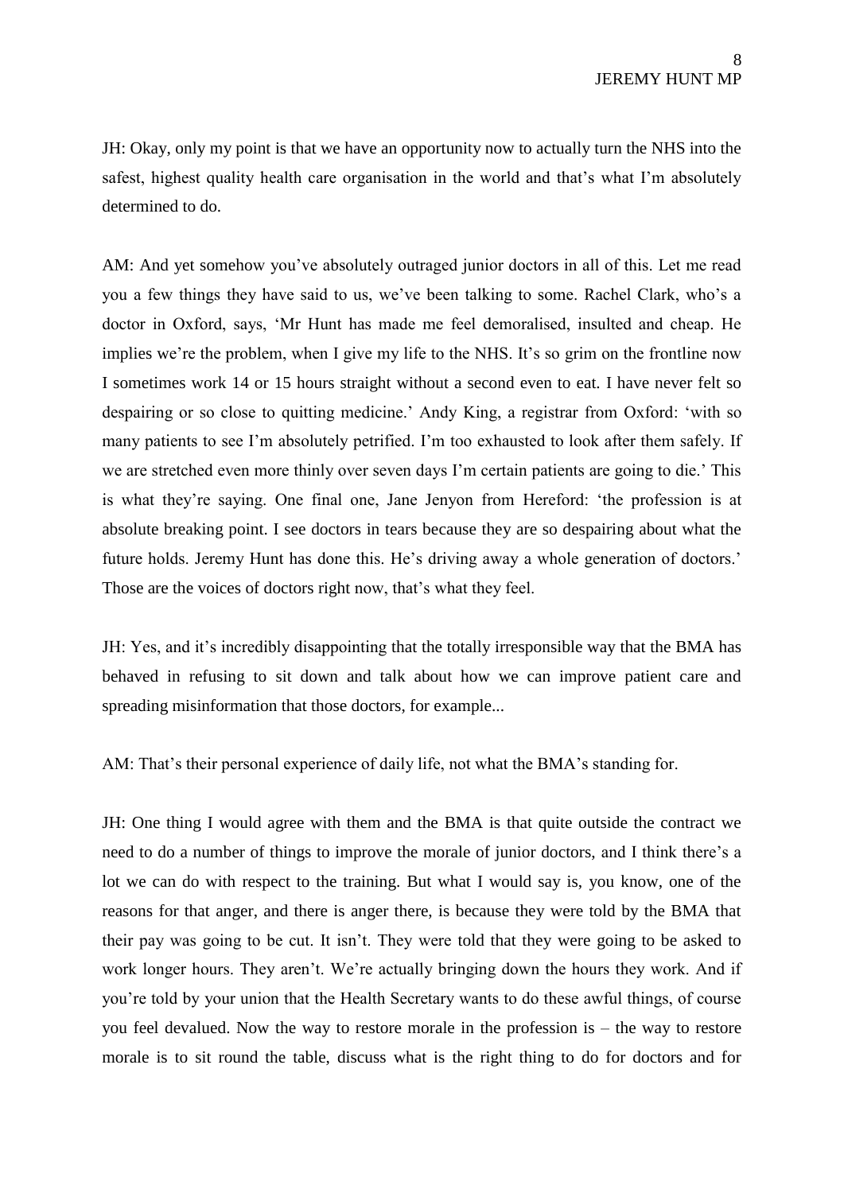JH: Okay, only my point is that we have an opportunity now to actually turn the NHS into the safest, highest quality health care organisation in the world and that's what I'm absolutely determined to do.

AM: And yet somehow you've absolutely outraged junior doctors in all of this. Let me read you a few things they have said to us, we've been talking to some. Rachel Clark, who's a doctor in Oxford, says, 'Mr Hunt has made me feel demoralised, insulted and cheap. He implies we're the problem, when I give my life to the NHS. It's so grim on the frontline now I sometimes work 14 or 15 hours straight without a second even to eat. I have never felt so despairing or so close to quitting medicine.' Andy King, a registrar from Oxford: 'with so many patients to see I'm absolutely petrified. I'm too exhausted to look after them safely. If we are stretched even more thinly over seven days I'm certain patients are going to die.' This is what they're saying. One final one, Jane Jenyon from Hereford: 'the profession is at absolute breaking point. I see doctors in tears because they are so despairing about what the future holds. Jeremy Hunt has done this. He's driving away a whole generation of doctors.' Those are the voices of doctors right now, that's what they feel.

JH: Yes, and it's incredibly disappointing that the totally irresponsible way that the BMA has behaved in refusing to sit down and talk about how we can improve patient care and spreading misinformation that those doctors, for example...

AM: That's their personal experience of daily life, not what the BMA's standing for.

JH: One thing I would agree with them and the BMA is that quite outside the contract we need to do a number of things to improve the morale of junior doctors, and I think there's a lot we can do with respect to the training. But what I would say is, you know, one of the reasons for that anger, and there is anger there, is because they were told by the BMA that their pay was going to be cut. It isn't. They were told that they were going to be asked to work longer hours. They aren't. We're actually bringing down the hours they work. And if you're told by your union that the Health Secretary wants to do these awful things, of course you feel devalued. Now the way to restore morale in the profession is – the way to restore morale is to sit round the table, discuss what is the right thing to do for doctors and for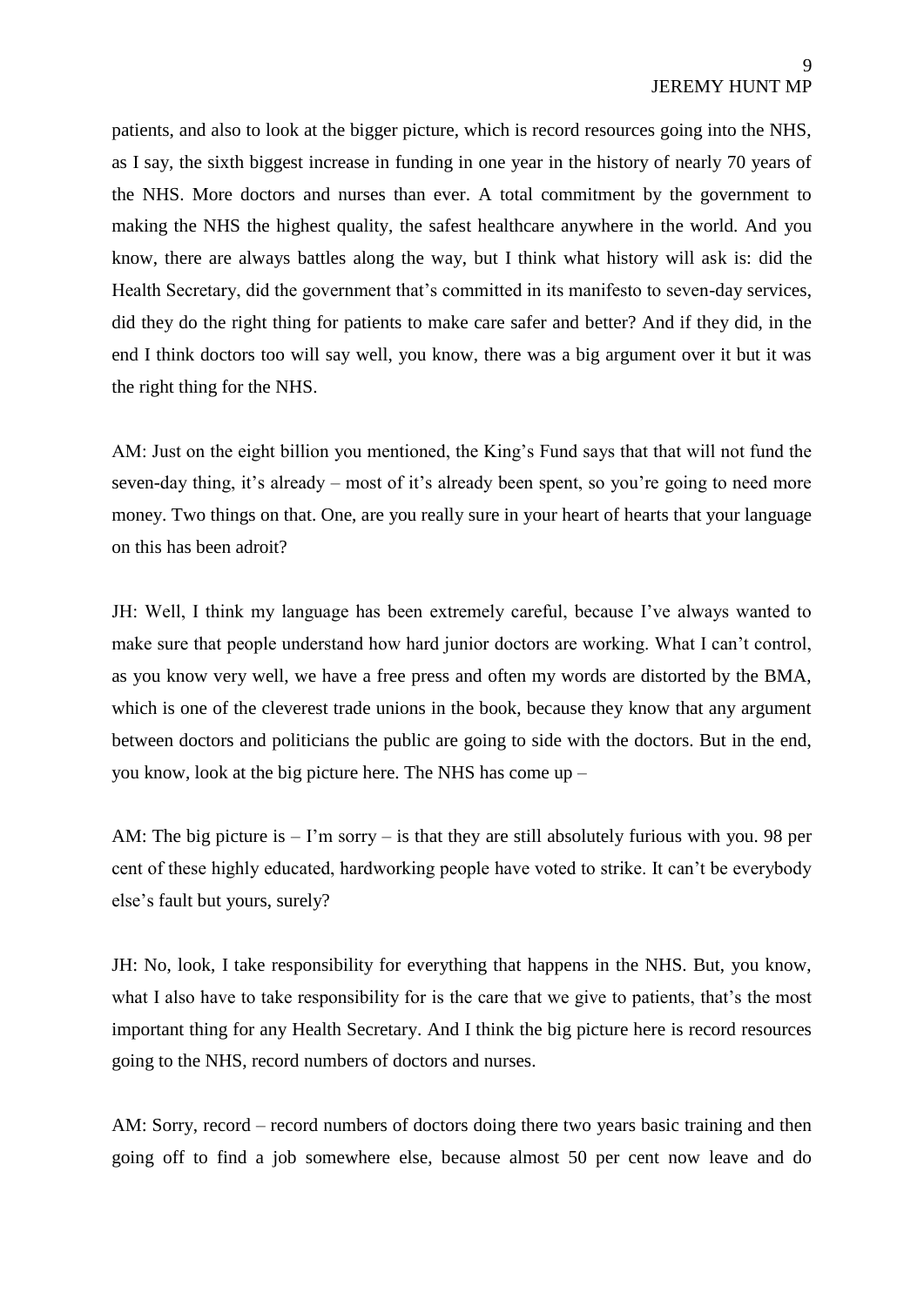patients, and also to look at the bigger picture, which is record resources going into the NHS, as I say, the sixth biggest increase in funding in one year in the history of nearly 70 years of the NHS. More doctors and nurses than ever. A total commitment by the government to making the NHS the highest quality, the safest healthcare anywhere in the world. And you know, there are always battles along the way, but I think what history will ask is: did the Health Secretary, did the government that's committed in its manifesto to seven-day services, did they do the right thing for patients to make care safer and better? And if they did, in the end I think doctors too will say well, you know, there was a big argument over it but it was the right thing for the NHS.

AM: Just on the eight billion you mentioned, the King's Fund says that that will not fund the seven-day thing, it's already – most of it's already been spent, so you're going to need more money. Two things on that. One, are you really sure in your heart of hearts that your language on this has been adroit?

JH: Well, I think my language has been extremely careful, because I've always wanted to make sure that people understand how hard junior doctors are working. What I can't control, as you know very well, we have a free press and often my words are distorted by the BMA, which is one of the cleverest trade unions in the book, because they know that any argument between doctors and politicians the public are going to side with the doctors. But in the end, you know, look at the big picture here. The NHS has come up –

AM: The big picture is – I'm sorry – is that they are still absolutely furious with you. 98 per cent of these highly educated, hardworking people have voted to strike. It can't be everybody else's fault but yours, surely?

JH: No, look, I take responsibility for everything that happens in the NHS. But, you know, what I also have to take responsibility for is the care that we give to patients, that's the most important thing for any Health Secretary. And I think the big picture here is record resources going to the NHS, record numbers of doctors and nurses.

AM: Sorry, record – record numbers of doctors doing there two years basic training and then going off to find a job somewhere else, because almost 50 per cent now leave and do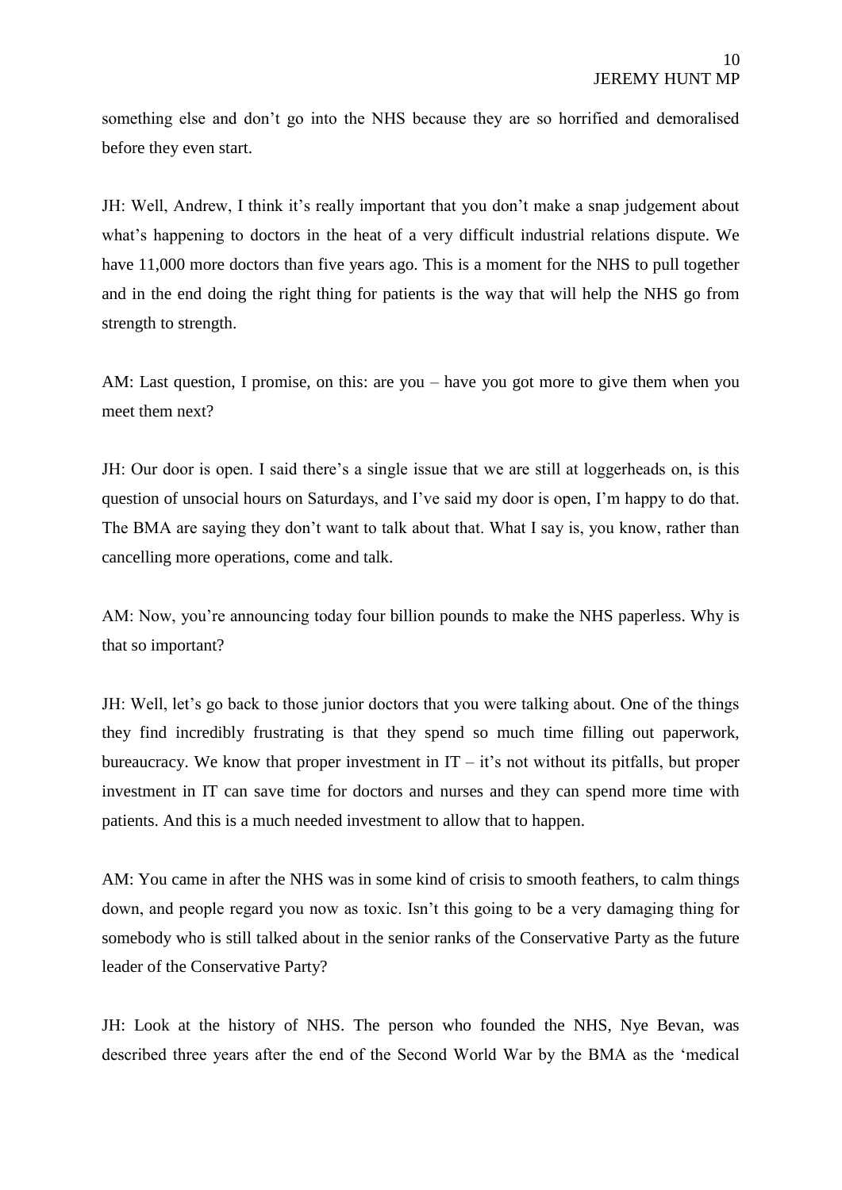something else and don't go into the NHS because they are so horrified and demoralised before they even start.

JH: Well, Andrew, I think it's really important that you don't make a snap judgement about what's happening to doctors in the heat of a very difficult industrial relations dispute. We have 11,000 more doctors than five years ago. This is a moment for the NHS to pull together and in the end doing the right thing for patients is the way that will help the NHS go from strength to strength.

AM: Last question, I promise, on this: are you – have you got more to give them when you meet them next?

JH: Our door is open. I said there's a single issue that we are still at loggerheads on, is this question of unsocial hours on Saturdays, and I've said my door is open, I'm happy to do that. The BMA are saying they don't want to talk about that. What I say is, you know, rather than cancelling more operations, come and talk.

AM: Now, you're announcing today four billion pounds to make the NHS paperless. Why is that so important?

JH: Well, let's go back to those junior doctors that you were talking about. One of the things they find incredibly frustrating is that they spend so much time filling out paperwork, bureaucracy. We know that proper investment in IT – it's not without its pitfalls, but proper investment in IT can save time for doctors and nurses and they can spend more time with patients. And this is a much needed investment to allow that to happen.

AM: You came in after the NHS was in some kind of crisis to smooth feathers, to calm things down, and people regard you now as toxic. Isn't this going to be a very damaging thing for somebody who is still talked about in the senior ranks of the Conservative Party as the future leader of the Conservative Party?

JH: Look at the history of NHS. The person who founded the NHS, Nye Bevan, was described three years after the end of the Second World War by the BMA as the 'medical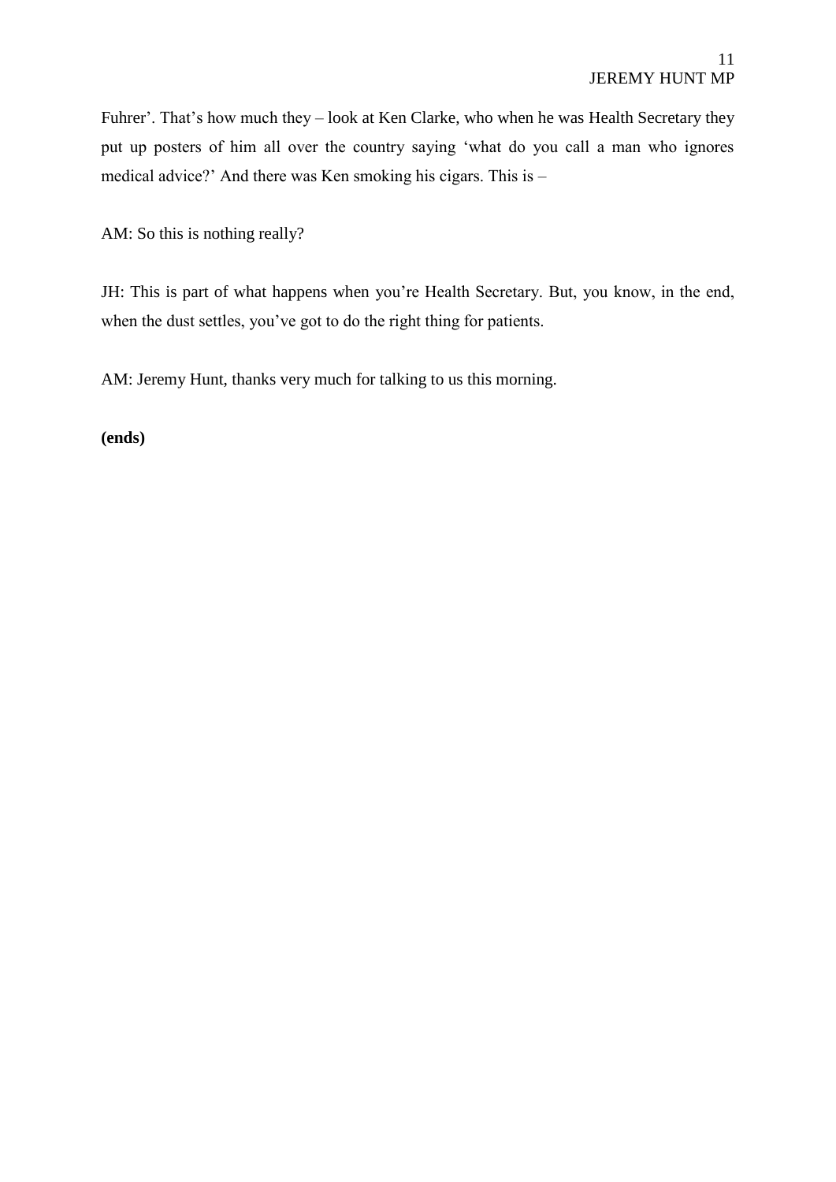Fuhrer'. That's how much they – look at Ken Clarke, who when he was Health Secretary they put up posters of him all over the country saying 'what do you call a man who ignores medical advice?' And there was Ken smoking his cigars. This is –

AM: So this is nothing really?

JH: This is part of what happens when you're Health Secretary. But, you know, in the end, when the dust settles, you've got to do the right thing for patients.

AM: Jeremy Hunt, thanks very much for talking to us this morning.

**(ends)**